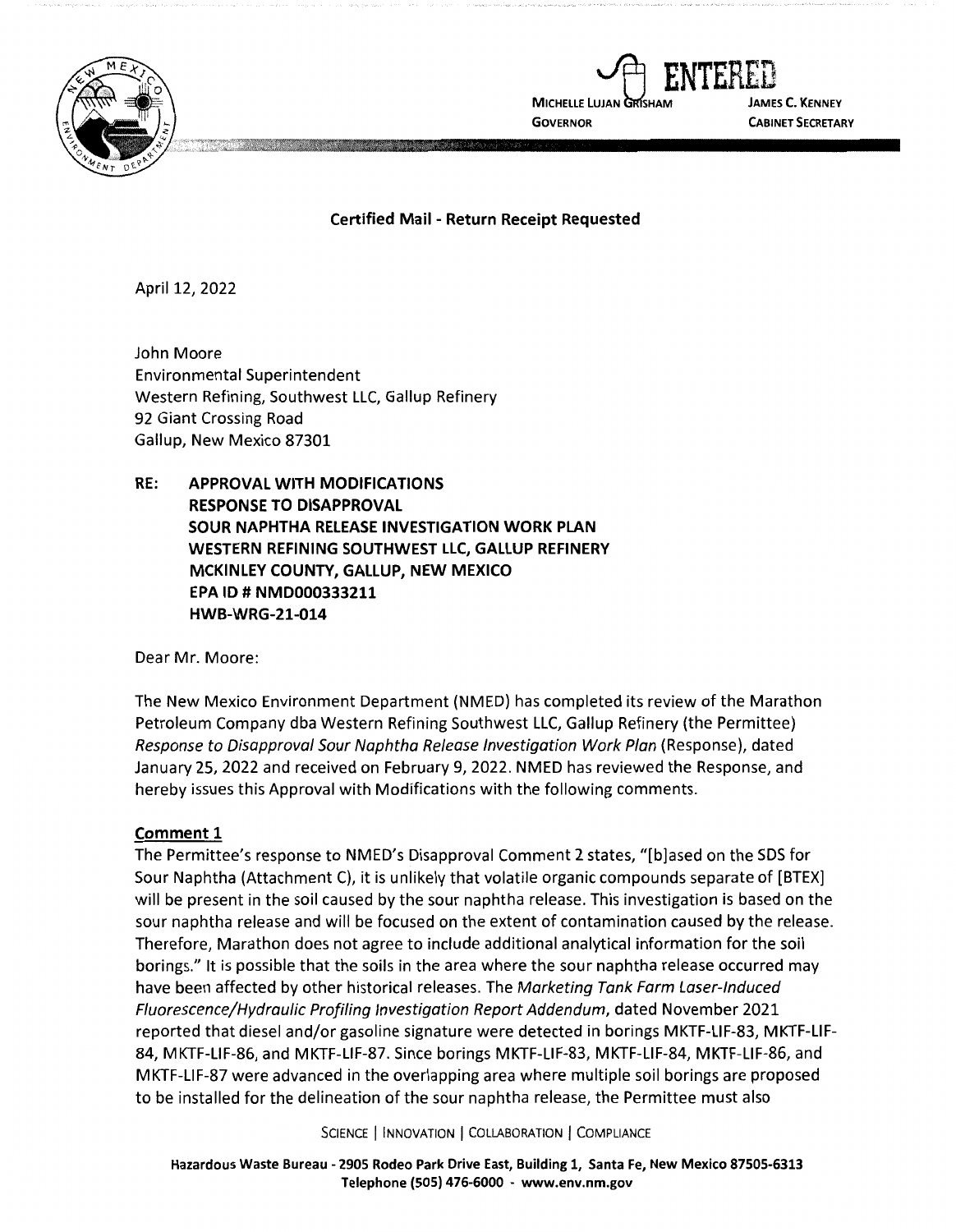MICHELLE LUJAN GRISHAM
GOVERNOR

JAMES C. KENNEY
CABINET SECRETARY

ENTERED

**Certified Mail - Return Receipt Requested**

April 12, 2022

John Moore
Environmental Superintendent
Western Refining, Southwest LLC, Gallup Refinery
92 Giant Crossing Road
Gallup, New Mexico 87301

**RE: APPROVAL WITH MODIFICATIONS
RESPONSE TO DISAPPROVAL
SOUR NAPHTHA RELEASE INVESTIGATION WORK PLAN
WESTERN REFINING SOUTHWEST LLC, GALLUP REFINERY
MCKINLEY COUNTY, GALLUP, NEW MEXICO
EPA ID # NMD000333211
HWB-WRG-21-014**

Dear Mr. Moore:

The New Mexico Environment Department (NMED) has completed its review of the Marathon Petroleum Company dba Western Refining Southwest LLC, Gallup Refinery (the Permittee) *Response to Disapproval Sour Naphtha Release Investigation Work Plan* (Response), dated January 25, 2022 and received on February 9, 2022. NMED has reviewed the Response, and hereby issues this Approval with Modifications with the following comments.

**Comment 1**

The Permittee's response to NMED's Disapproval Comment 2 states, "[b]ased on the SDS for Sour Naphtha (Attachment C), it is unlikely that volatile organic compounds separate of [BTEX] will be present in the soil caused by the sour naphtha release. This investigation is based on the sour naphtha release and will be focused on the extent of contamination caused by the release. Therefore, Marathon does not agree to include additional analytical information for the soil borings." It is possible that the soils in the area where the sour naphtha release occurred may have been affected by other historical releases. The *Marketing Tank Farm Laser-Induced Fluorescence/Hydraulic Profiling Investigation Report Addendum*, dated November 2021 reported that diesel and/or gasoline signature were detected in borings MKTF-LIF-83, MKTF-LIF-84, MKTF-LIF-86, and MKTF-LIF-87. Since borings MKTF-LIF-83, MKTF-LIF-84, MKTF-LIF-86, and MKTF-LIF-87 were advanced in the overlapping area where multiple soil borings are proposed to be installed for the delineation of the sour naphtha release, the Permittee must also

SCIENCE | INNOVATION | COLLABORATION | COMPLIANCE

**Hazardous Waste Bureau - 2905 Rodeo Park Drive East, Building 1, Santa Fe, New Mexico 87505-6313
Telephone (505) 476-6000 - www.env.nm.gov**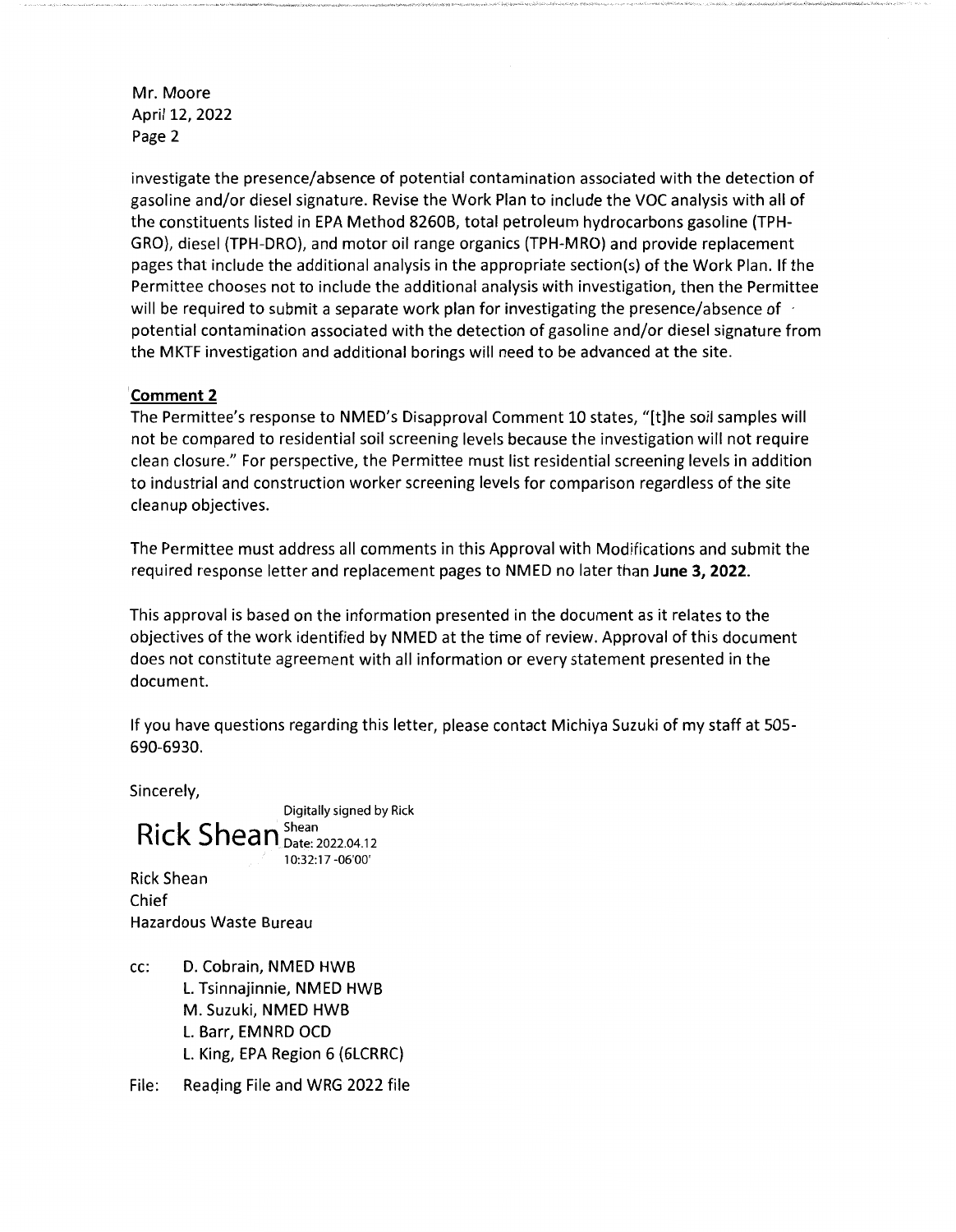investigate the presence/absence of potential contamination associated with the detection of gasoline and/or diesel signature. Revise the Work Plan to include the VOC analysis with all of the constituents listed in EPA Method 8260B, total petroleum hydrocarbons gasoline (TPH-GRO), diesel (TPH-DRO), and motor oil range organics (TPH-MRO) and provide replacement pages that include the additional analysis in the appropriate section(s) of the Work Plan. If the Permittee chooses not to include the additional analysis with investigation, then the Permittee will be required to submit a separate work plan for investigating the presence/absence of potential contamination associated with the detection of gasoline and/or diesel signature from the MKTF investigation and additional borings will need to be advanced at the site.

**Comment 2**

The Permittee's response to NMED's Disapproval Comment 10 states, "[t]he soil samples will not be compared to residential soil screening levels because the investigation will not require clean closure." For perspective, the Permittee must list residential screening levels in addition to industrial and construction worker screening levels for comparison regardless of the site cleanup objectives.

The Permittee must address all comments in this Approval with Modifications and submit the required response letter and replacement pages to NMED no later than **June 3, 2022.**

This approval is based on the information presented in the document as it relates to the objectives of the work identified by NMED at the time of review. Approval of this document does not constitute agreement with all information or every statement presented in the document.

If you have questions regarding this letter, please contact Michiya Suzuki of my staff at 505-690-6930.

Sincerely,

Rick Shean

Digitally signed by Rick Shean
Date: 2022.04.12
10:32:17 -06'00'

Rick Shean
Chief
Hazardous Waste Bureau

cc: D. Cobrain, NMED HWB
L. Tsinnajinnie, NMED HWB
M. Suzuki, NMED HWB
L. Barr, EMNRD OCD
L. King, EPA Region 6 (6LCRRC)

File: Reading File and WRG 2022 file